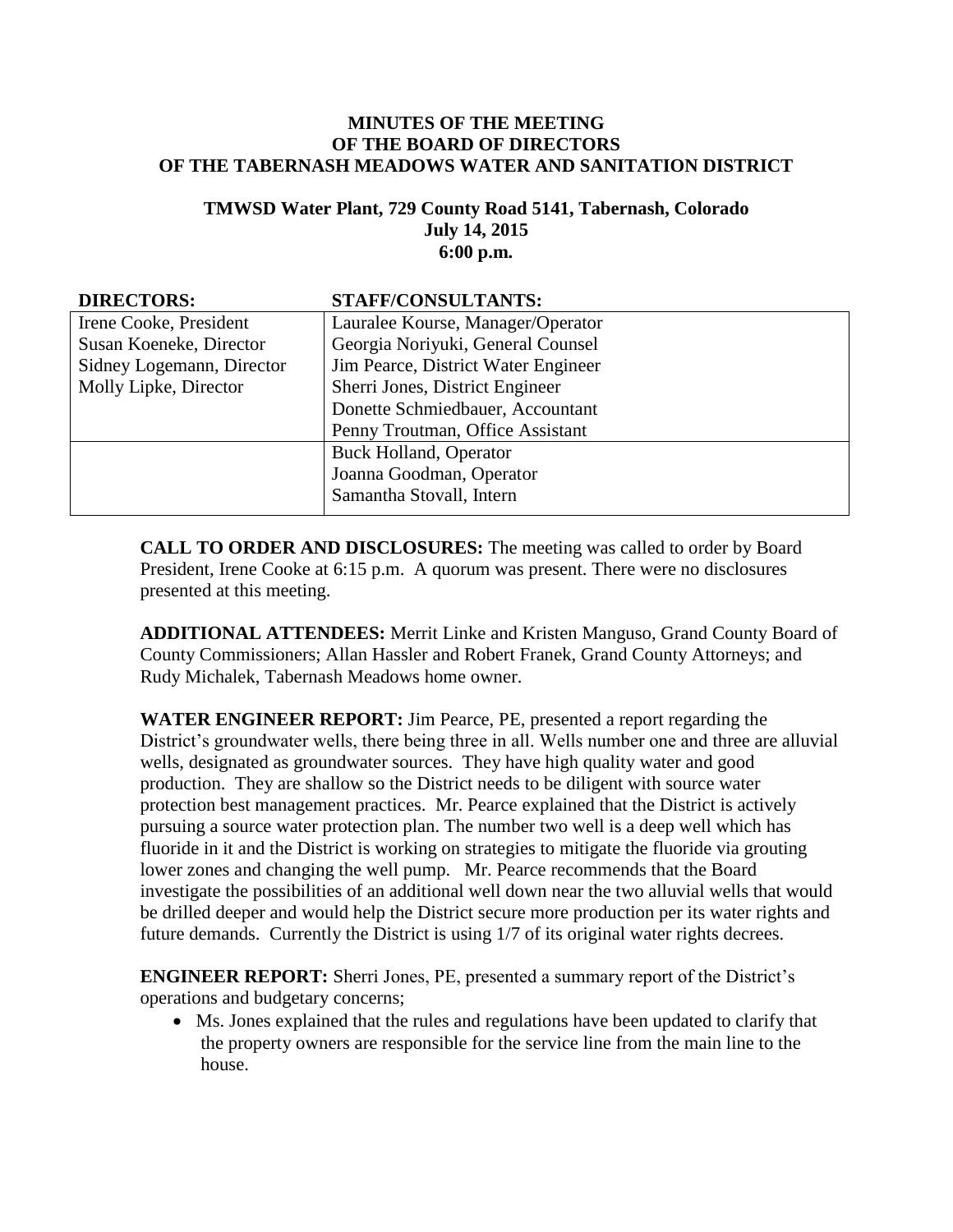**MINUTES OF THE MEETING**
**OF THE BOARD OF DIRECTORS**
**OF THE TABERNASH MEADOWS WATER AND SANITATION DISTRICT**

**TMWSD Water Plant, 729 County Road 5141, Tabernash, Colorado**
**July 14, 2015**
**6:00 p.m.**

| DIRECTORS: | STAFF/CONSULTANTS: |
|---|---|
| Irene Cooke, President<br>Susan Koeneke, Director<br>Sidney Logemann, Director<br>Molly Lipke, Director | Lauralee Kourse, Manager/Operator<br>Georgia Noriyuki, General Counsel<br>Jim Pearce, District Water Engineer<br>Sherri Jones, District Engineer<br>Donette Schmiedbauer, Accountant<br>Penny Troutman, Office Assistant |
| | Buck Holland, Operator<br>Joanna Goodman, Operator<br>Samantha Stovall, Intern |

**CALL TO ORDER AND DISCLOSURES:** The meeting was called to order by Board President, Irene Cooke at 6:15 p.m. A quorum was present. There were no disclosures presented at this meeting.

**ADDITIONAL ATTENDEES:** Merrit Linke and Kristen Manguso, Grand County Board of County Commissioners; Allan Hassler and Robert Franek, Grand County Attorneys; and Rudy Michalek, Tabernash Meadows home owner.

**WATER ENGINEER REPORT:** Jim Pearce, PE, presented a report regarding the District's groundwater wells, there being three in all. Wells number one and three are alluvial wells, designated as groundwater sources. They have high quality water and good production. They are shallow so the District needs to be diligent with source water protection best management practices. Mr. Pearce explained that the District is actively pursuing a source water protection plan. The number two well is a deep well which has fluoride in it and the District is working on strategies to mitigate the fluoride via grouting lower zones and changing the well pump. Mr. Pearce recommends that the Board investigate the possibilities of an additional well down near the two alluvial wells that would be drilled deeper and would help the District secure more production per its water rights and future demands. Currently the District is using 1/7 of its original water rights decrees.

**ENGINEER REPORT:** Sherri Jones, PE, presented a summary report of the District's operations and budgetary concerns;

- Ms. Jones explained that the rules and regulations have been updated to clarify that the property owners are responsible for the service line from the main line to the house.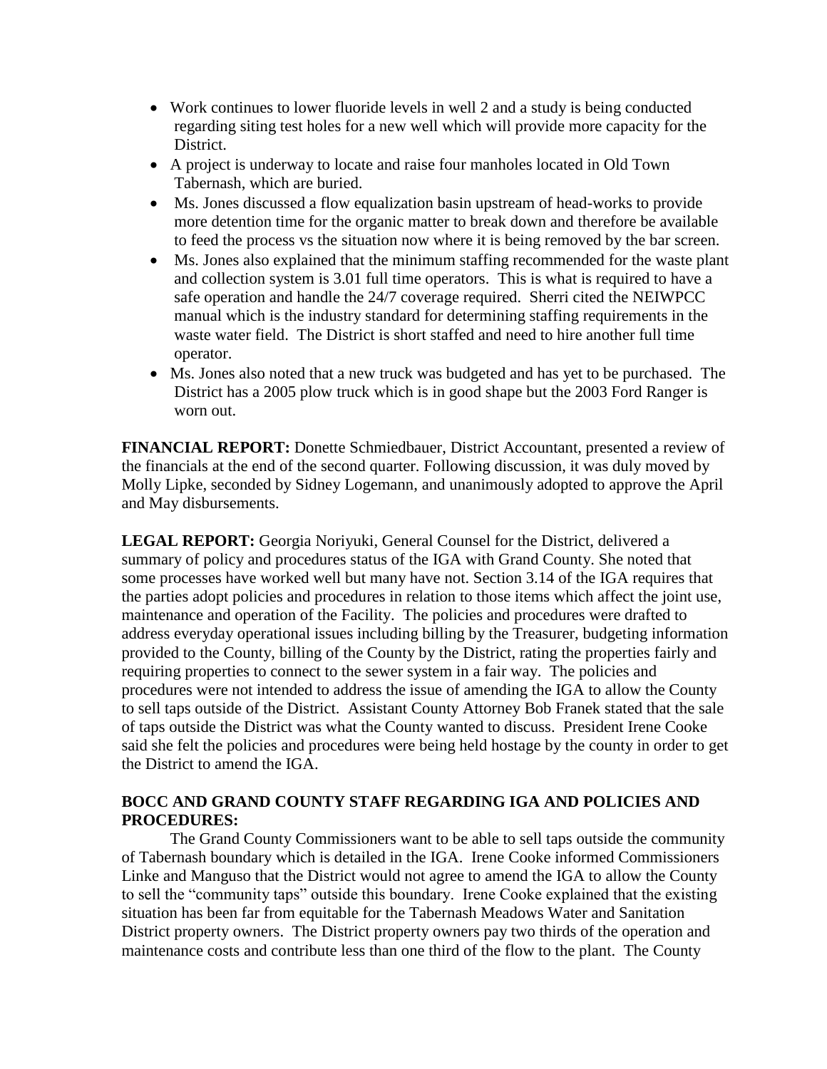- Work continues to lower fluoride levels in well 2 and a study is being conducted regarding siting test holes for a new well which will provide more capacity for the District.
- A project is underway to locate and raise four manholes located in Old Town Tabernash, which are buried.
- Ms. Jones discussed a flow equalization basin upstream of head-works to provide more detention time for the organic matter to break down and therefore be available to feed the process vs the situation now where it is being removed by the bar screen.
- Ms. Jones also explained that the minimum staffing recommended for the waste plant and collection system is 3.01 full time operators. This is what is required to have a safe operation and handle the 24/7 coverage required. Sherri cited the NEIWPCC manual which is the industry standard for determining staffing requirements in the waste water field. The District is short staffed and need to hire another full time operator.
- Ms. Jones also noted that a new truck was budgeted and has yet to be purchased. The District has a 2005 plow truck which is in good shape but the 2003 Ford Ranger is worn out.

**FINANCIAL REPORT:** Donette Schmiedbauer, District Accountant, presented a review of the financials at the end of the second quarter. Following discussion, it was duly moved by Molly Lipke, seconded by Sidney Logemann, and unanimously adopted to approve the April and May disbursements.

**LEGAL REPORT:** Georgia Noriyuki, General Counsel for the District, delivered a summary of policy and procedures status of the IGA with Grand County. She noted that some processes have worked well but many have not. Section 3.14 of the IGA requires that the parties adopt policies and procedures in relation to those items which affect the joint use, maintenance and operation of the Facility. The policies and procedures were drafted to address everyday operational issues including billing by the Treasurer, budgeting information provided to the County, billing of the County by the District, rating the properties fairly and requiring properties to connect to the sewer system in a fair way. The policies and procedures were not intended to address the issue of amending the IGA to allow the County to sell taps outside of the District. Assistant County Attorney Bob Franek stated that the sale of taps outside the District was what the County wanted to discuss. President Irene Cooke said she felt the policies and procedures were being held hostage by the county in order to get the District to amend the IGA.

**BOCC AND GRAND COUNTY STAFF REGARDING IGA AND POLICIES AND PROCEDURES:**

The Grand County Commissioners want to be able to sell taps outside the community of Tabernash boundary which is detailed in the IGA. Irene Cooke informed Commissioners Linke and Manguso that the District would not agree to amend the IGA to allow the County to sell the "community taps" outside this boundary. Irene Cooke explained that the existing situation has been far from equitable for the Tabernash Meadows Water and Sanitation District property owners. The District property owners pay two thirds of the operation and maintenance costs and contribute less than one third of the flow to the plant. The County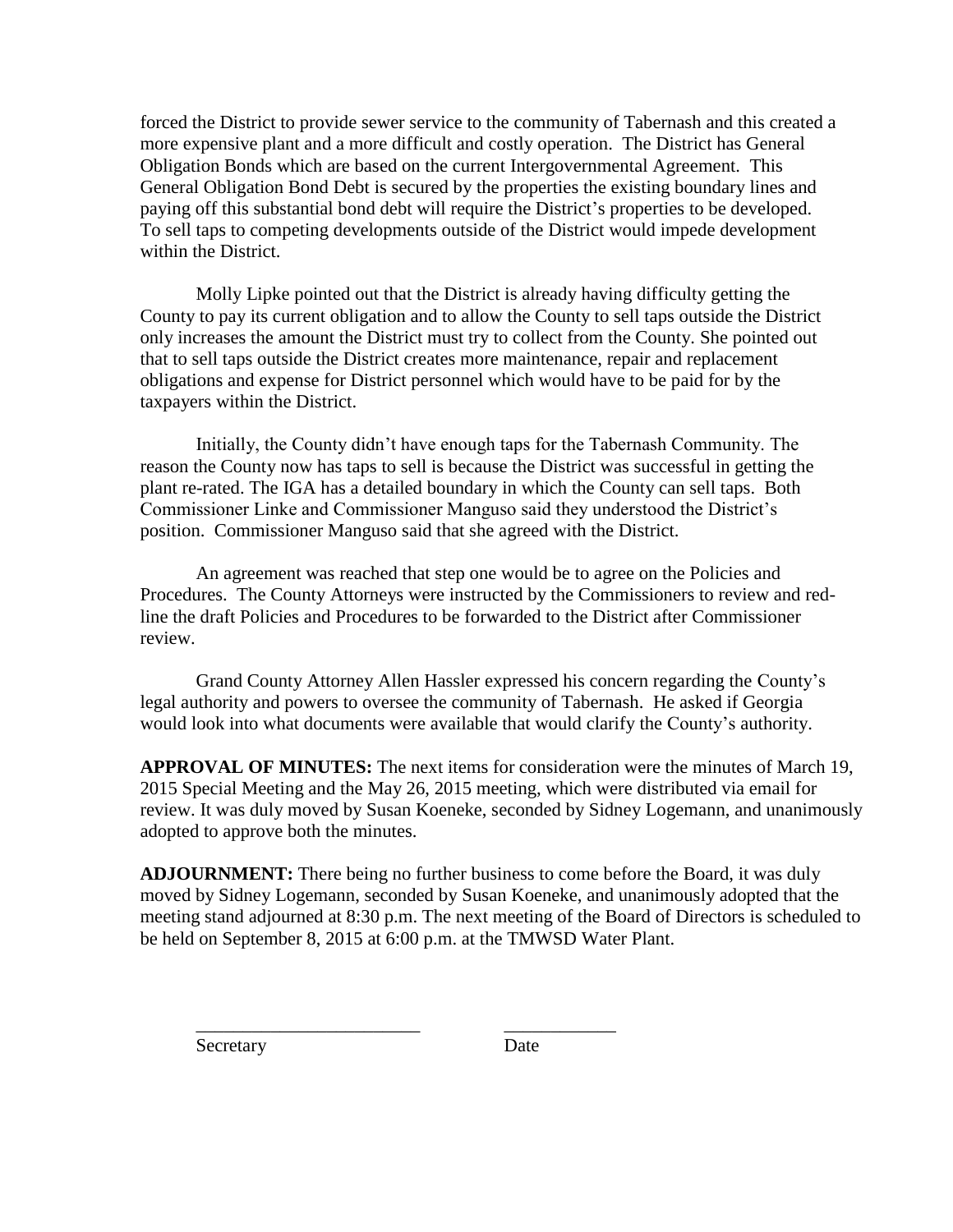forced the District to provide sewer service to the community of Tabernash and this created a more expensive plant and a more difficult and costly operation. The District has General Obligation Bonds which are based on the current Intergovernmental Agreement. This General Obligation Bond Debt is secured by the properties the existing boundary lines and paying off this substantial bond debt will require the District's properties to be developed. To sell taps to competing developments outside of the District would impede development within the District.

Molly Lipke pointed out that the District is already having difficulty getting the County to pay its current obligation and to allow the County to sell taps outside the District only increases the amount the District must try to collect from the County. She pointed out that to sell taps outside the District creates more maintenance, repair and replacement obligations and expense for District personnel which would have to be paid for by the taxpayers within the District.

Initially, the County didn't have enough taps for the Tabernash Community. The reason the County now has taps to sell is because the District was successful in getting the plant re-rated. The IGA has a detailed boundary in which the County can sell taps. Both Commissioner Linke and Commissioner Manguso said they understood the District's position. Commissioner Manguso said that she agreed with the District.

An agreement was reached that step one would be to agree on the Policies and Procedures. The County Attorneys were instructed by the Commissioners to review and red-line the draft Policies and Procedures to be forwarded to the District after Commissioner review.

Grand County Attorney Allen Hassler expressed his concern regarding the County's legal authority and powers to oversee the community of Tabernash. He asked if Georgia would look into what documents were available that would clarify the County's authority.

**APPROVAL OF MINUTES:** The next items for consideration were the minutes of March 19, 2015 Special Meeting and the May 26, 2015 meeting, which were distributed via email for review. It was duly moved by Susan Koeneke, seconded by Sidney Logemann, and unanimously adopted to approve both the minutes.

**ADJOURNMENT:** There being no further business to come before the Board, it was duly moved by Sidney Logemann, seconded by Susan Koeneke, and unanimously adopted that the meeting stand adjourned at 8:30 p.m. The next meeting of the Board of Directors is scheduled to be held on September 8, 2015 at 6:00 p.m. at the TMWSD Water Plant.

________________________ ____________

Secretary Date